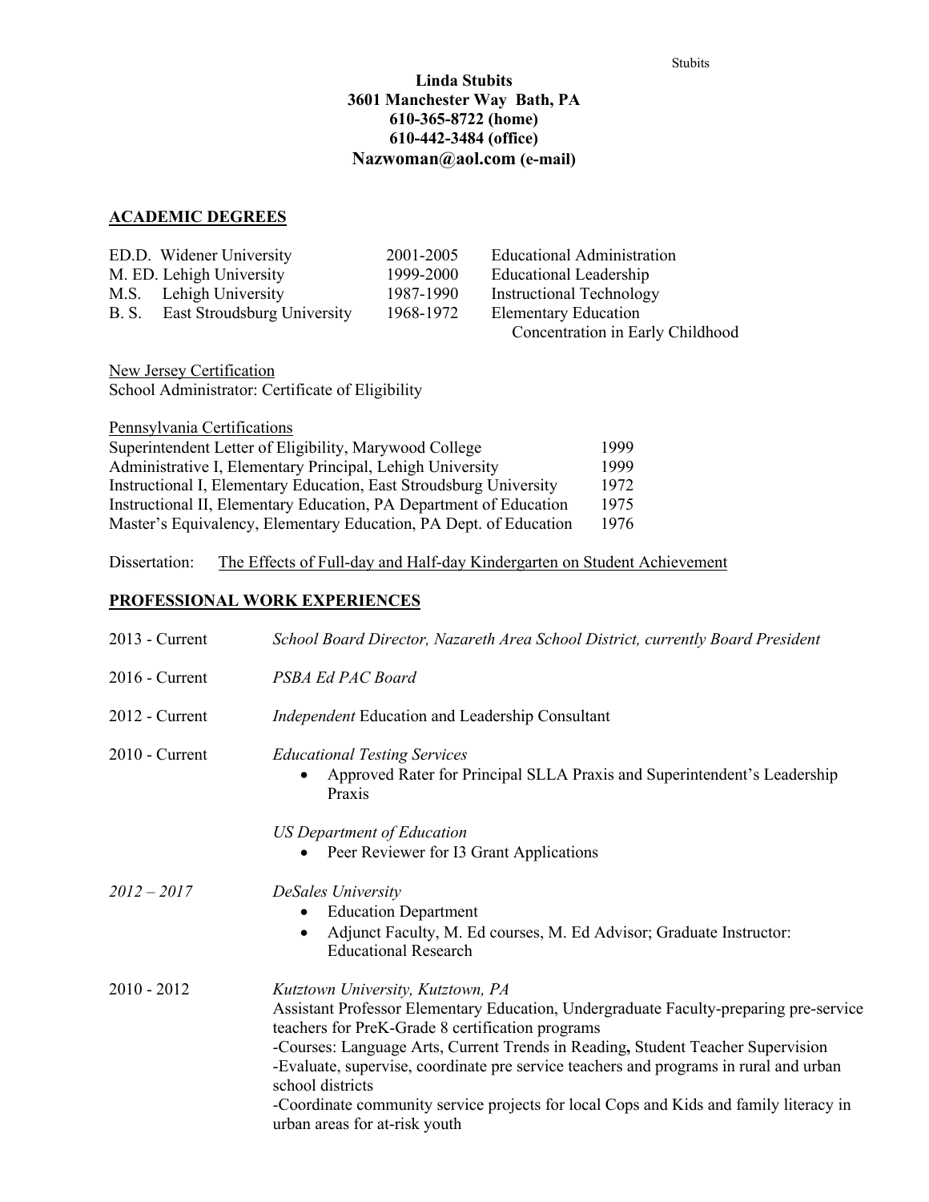**Linda Stubits**
**3601 Manchester Way Bath, PA**
**610-365-8722 (home)**
**610-442-3484 (office)**
**Nazwoman@aol.com (e-mail)**

## ACADEMIC DEGREES

| | | |
|---|---|---|
| ED.D. Widener University | 2001-2005 | Educational Administration |
| M. ED. Lehigh University | 1999-2000 | Educational Leadership |
| M.S. Lehigh University | 1987-1990 | Instructional Technology |
| B. S. East Stroudsburg University | 1968-1972 | Elementary Education<br>Concentration in Early Childhood |

New Jersey Certification
School Administrator: Certificate of Eligibility

Pennsylvania Certifications

| | |
|---|---|
| Superintendent Letter of Eligibility, Marywood College | 1999 |
| Administrative I, Elementary Principal, Lehigh University | 1999 |
| Instructional I, Elementary Education, East Stroudsburg University | 1972 |
| Instructional II, Elementary Education, PA Department of Education | 1975 |
| Master's Equivalency, Elementary Education, PA Dept. of Education | 1976 |

Dissertation: The Effects of Full-day and Half-day Kindergarten on Student Achievement

## PROFESSIONAL WORK EXPERIENCES

2013 - Current — *School Board Director, Nazareth Area School District, currently Board President*

2016 - Current — *PSBA Ed PAC Board*

2012 - Current — *Independent* Education and Leadership Consultant

2010 - Current — *Educational Testing Services*
- Approved Rater for Principal SLLA Praxis and Superintendent's Leadership Praxis

*US Department of Education*
- Peer Reviewer for I3 Grant Applications

*2012 – 2017* — *DeSales University*
- Education Department
- Adjunct Faculty, M. Ed courses, M. Ed Advisor; Graduate Instructor: Educational Research

2010 - 2012 — *Kutztown University, Kutztown, PA*
Assistant Professor Elementary Education, Undergraduate Faculty-preparing pre-service teachers for PreK-Grade 8 certification programs
-Courses: Language Arts, Current Trends in Reading**,** Student Teacher Supervision
-Evaluate, supervise, coordinate pre service teachers and programs in rural and urban school districts
-Coordinate community service projects for local Cops and Kids and family literacy in urban areas for at-risk youth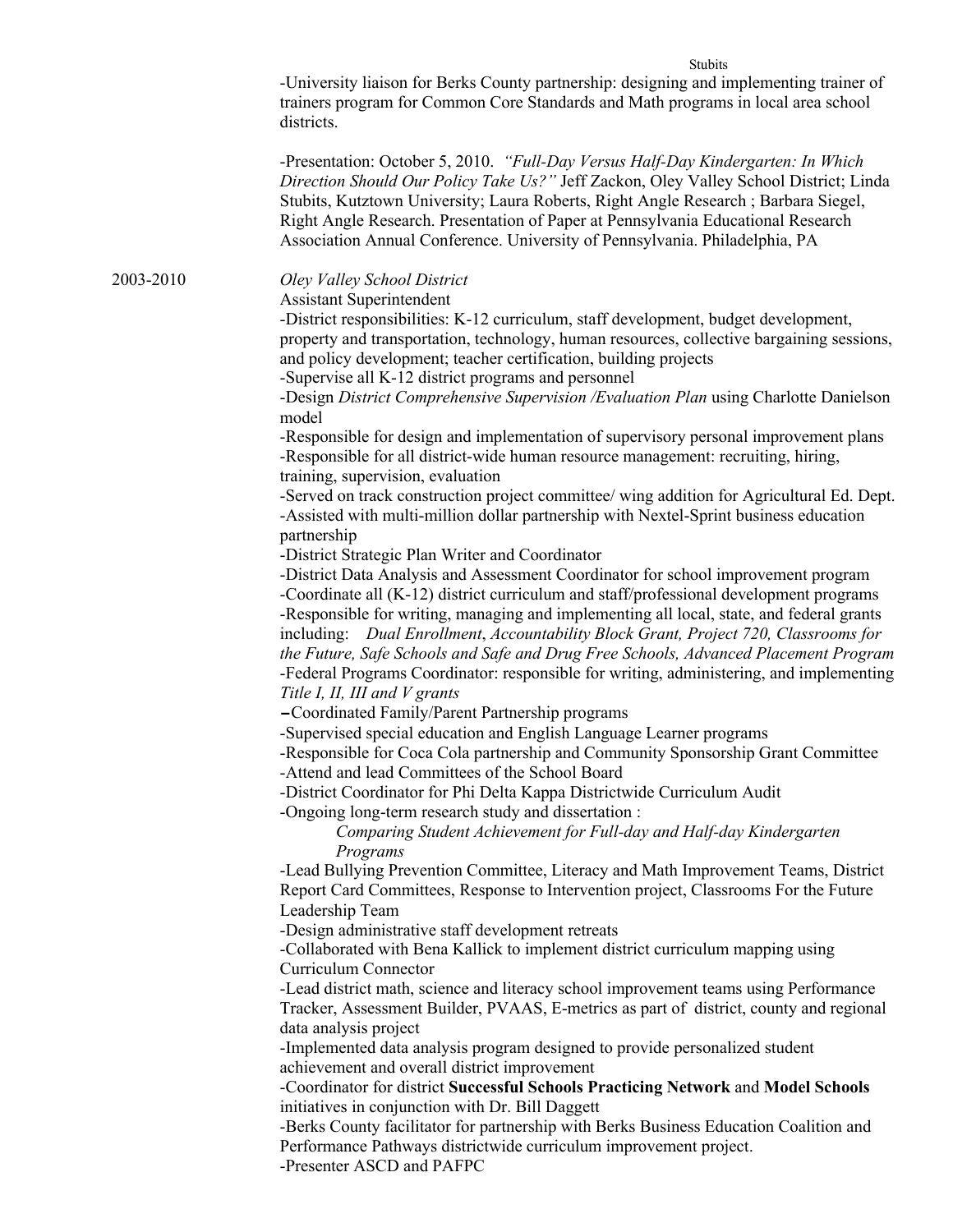-University liaison for Berks County partnership: designing and implementing trainer of trainers program for Common Core Standards and Math programs in local area school districts.

-Presentation: October 5, 2010. *"Full-Day Versus Half-Day Kindergarten: In Which Direction Should Our Policy Take Us?"* Jeff Zackon, Oley Valley School District; Linda Stubits, Kutztown University; Laura Roberts, Right Angle Research ; Barbara Siegel, Right Angle Research. Presentation of Paper at Pennsylvania Educational Research Association Annual Conference. University of Pennsylvania. Philadelphia, PA

2003-2010 *Oley Valley School District*

Assistant Superintendent

-District responsibilities: K-12 curriculum, staff development, budget development, property and transportation, technology, human resources, collective bargaining sessions, and policy development; teacher certification, building projects

-Supervise all K-12 district programs and personnel

-Design *District Comprehensive Supervision /Evaluation Plan* using Charlotte Danielson model

-Responsible for design and implementation of supervisory personal improvement plans

-Responsible for all district-wide human resource management: recruiting, hiring, training, supervision, evaluation

-Served on track construction project committee/ wing addition for Agricultural Ed. Dept.

-Assisted with multi-million dollar partnership with Nextel-Sprint business education partnership

-District Strategic Plan Writer and Coordinator

-District Data Analysis and Assessment Coordinator for school improvement program

-Coordinate all (K-12) district curriculum and staff/professional development programs

-Responsible for writing, managing and implementing all local, state, and federal grants including: *Dual Enrollment*, *Accountability Block Grant, Project 720, Classrooms for the Future, Safe Schools and Safe and Drug Free Schools, Advanced Placement Program*

-Federal Programs Coordinator: responsible for writing, administering, and implementing *Title I, II, III and V grants*

–Coordinated Family/Parent Partnership programs

-Supervised special education and English Language Learner programs

-Responsible for Coca Cola partnership and Community Sponsorship Grant Committee

-Attend and lead Committees of the School Board

-District Coordinator for Phi Delta Kappa Districtwide Curriculum Audit

-Ongoing long-term research study and dissertation :

*Comparing Student Achievement for Full-day and Half-day Kindergarten Programs*

-Lead Bullying Prevention Committee, Literacy and Math Improvement Teams, District Report Card Committees, Response to Intervention project, Classrooms For the Future Leadership Team

-Design administrative staff development retreats

-Collaborated with Bena Kallick to implement district curriculum mapping using Curriculum Connector

-Lead district math, science and literacy school improvement teams using Performance Tracker, Assessment Builder, PVAAS, E-metrics as part of district, county and regional data analysis project

-Implemented data analysis program designed to provide personalized student achievement and overall district improvement

-Coordinator for district **Successful Schools Practicing Network** and **Model Schools** initiatives in conjunction with Dr. Bill Daggett

-Berks County facilitator for partnership with Berks Business Education Coalition and Performance Pathways districtwide curriculum improvement project.

-Presenter ASCD and PAFPC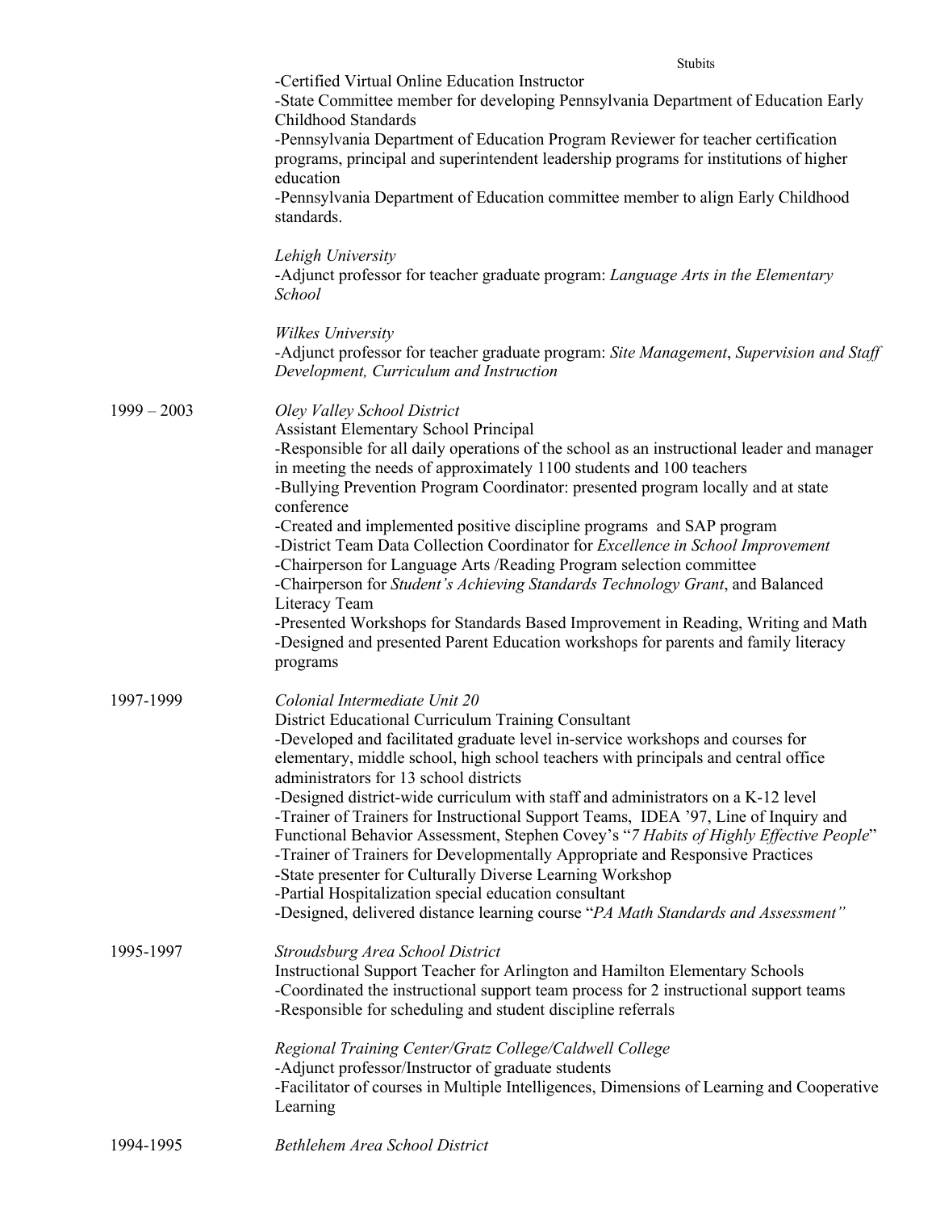-Certified Virtual Online Education Instructor
-State Committee member for developing Pennsylvania Department of Education Early Childhood Standards
-Pennsylvania Department of Education Program Reviewer for teacher certification programs, principal and superintendent leadership programs for institutions of higher education
-Pennsylvania Department of Education committee member to align Early Childhood standards.

*Lehigh University*
-Adjunct professor for teacher graduate program: *Language Arts in the Elementary School*

*Wilkes University*
-Adjunct professor for teacher graduate program: *Site Management*, *Supervision and Staff Development, Curriculum and Instruction*

1999 – 2003 *Oley Valley School District*
Assistant Elementary School Principal
-Responsible for all daily operations of the school as an instructional leader and manager in meeting the needs of approximately 1100 students and 100 teachers
-Bullying Prevention Program Coordinator: presented program locally and at state conference
-Created and implemented positive discipline programs and SAP program
-District Team Data Collection Coordinator for *Excellence in School Improvement*
-Chairperson for Language Arts /Reading Program selection committee
-Chairperson for *Student's Achieving Standards Technology Grant*, and Balanced Literacy Team
-Presented Workshops for Standards Based Improvement in Reading, Writing and Math
-Designed and presented Parent Education workshops for parents and family literacy programs

1997-1999 *Colonial Intermediate Unit 20*
District Educational Curriculum Training Consultant
-Developed and facilitated graduate level in-service workshops and courses for elementary, middle school, high school teachers with principals and central office administrators for 13 school districts
-Designed district-wide curriculum with staff and administrators on a K-12 level
-Trainer of Trainers for Instructional Support Teams, IDEA '97, Line of Inquiry and Functional Behavior Assessment, Stephen Covey's "*7 Habits of Highly Effective People*"
-Trainer of Trainers for Developmentally Appropriate and Responsive Practices
-State presenter for Culturally Diverse Learning Workshop
-Partial Hospitalization special education consultant
-Designed, delivered distance learning course "*PA Math Standards and Assessment"*

1995-1997 *Stroudsburg Area School District*
Instructional Support Teacher for Arlington and Hamilton Elementary Schools
-Coordinated the instructional support team process for 2 instructional support teams
-Responsible for scheduling and student discipline referrals

*Regional Training Center/Gratz College/Caldwell College*
-Adjunct professor/Instructor of graduate students
-Facilitator of courses in Multiple Intelligences, Dimensions of Learning and Cooperative Learning

1994-1995 *Bethlehem Area School District*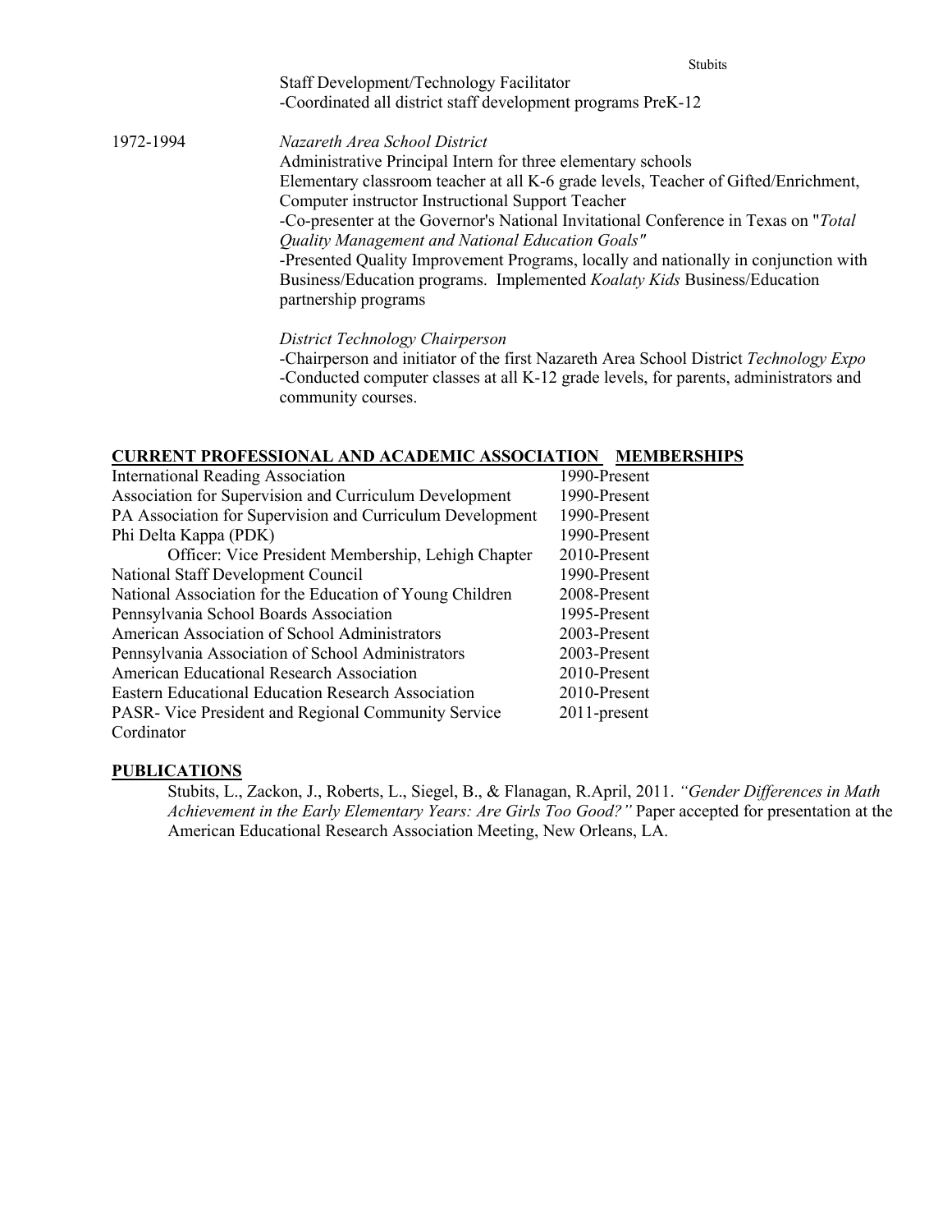Staff Development/Technology Facilitator
-Coordinated all district staff development programs PreK-12

1972-1994 *Nazareth Area School District*
Administrative Principal Intern for three elementary schools
Elementary classroom teacher at all K-6 grade levels, Teacher of Gifted/Enrichment, Computer instructor Instructional Support Teacher
-Co-presenter at the Governor's National Invitational Conference in Texas on "*Total Quality Management and National Education Goals"*
-Presented Quality Improvement Programs, locally and nationally in conjunction with Business/Education programs. Implemented *Koalaty Kids* Business/Education partnership programs

*District Technology Chairperson*
-Chairperson and initiator of the first Nazareth Area School District *Technology Expo*
-Conducted computer classes at all K-12 grade levels, for parents, administrators and community courses.

## CURRENT PROFESSIONAL AND ACADEMIC ASSOCIATION MEMBERSHIPS

| | |
|---|---|
| International Reading Association | 1990-Present |
| Association for Supervision and Curriculum Development | 1990-Present |
| PA Association for Supervision and Curriculum Development | 1990-Present |
| Phi Delta Kappa (PDK) | 1990-Present |
| Officer: Vice President Membership, Lehigh Chapter | 2010-Present |
| National Staff Development Council | 1990-Present |
| National Association for the Education of Young Children | 2008-Present |
| Pennsylvania School Boards Association | 1995-Present |
| American Association of School Administrators | 2003-Present |
| Pennsylvania Association of School Administrators | 2003-Present |
| American Educational Research Association | 2010-Present |
| Eastern Educational Education Research Association | 2010-Present |
| PASR- Vice President and Regional Community Service Cordinator | 2011-present |

## PUBLICATIONS

Stubits, L., Zackon, J., Roberts, L., Siegel, B., & Flanagan, R.April, 2011. *"Gender Differences in Math Achievement in the Early Elementary Years: Are Girls Too Good?"* Paper accepted for presentation at the American Educational Research Association Meeting, New Orleans, LA.